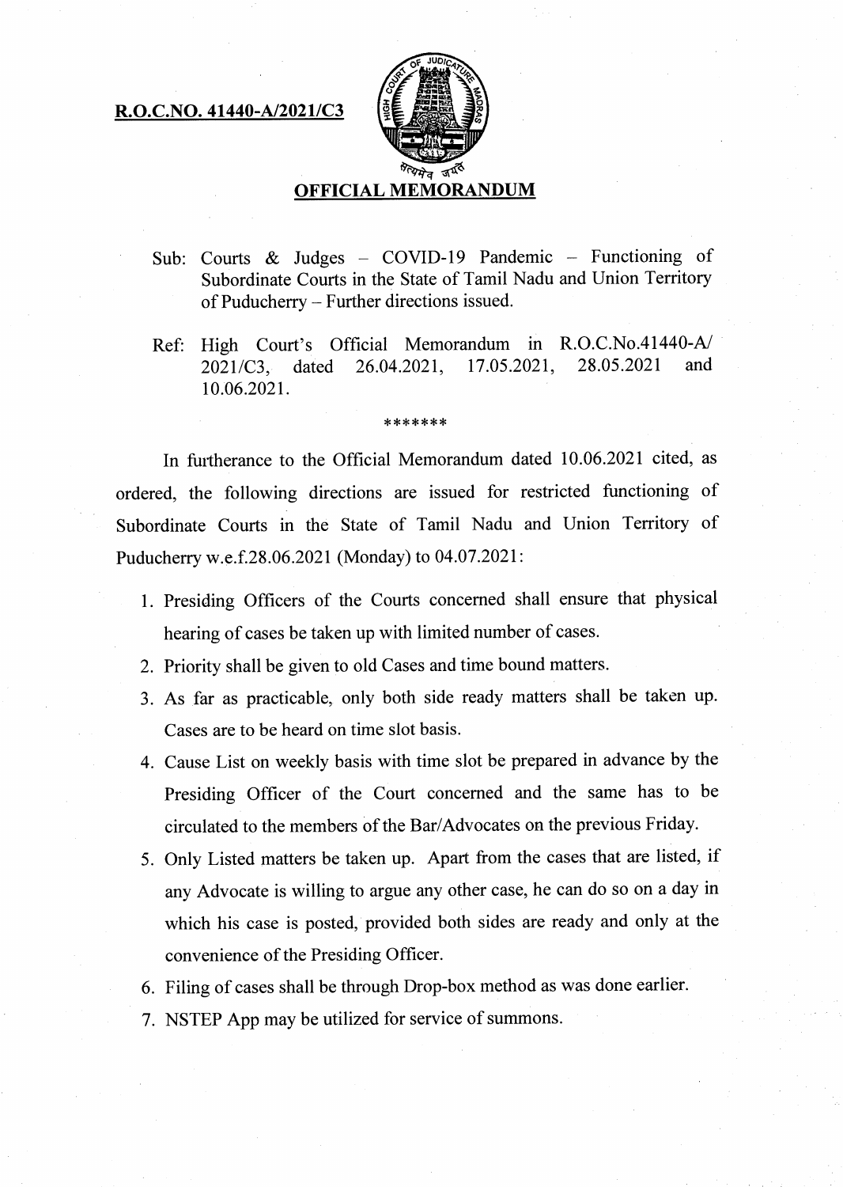**R.O.C.NO. 41440-A/2021/C3**

## OFFICIAL MEMORANDUM

Sub: Courts & Judges – COVID-19 Pandemic – Functioning of Subordinate Courts in the State of Tamil Nadu and Union Territory of Puducherry – Further directions issued.

Ref: High Court's Official Memorandum in R.O.C.No.41440-A/ 2021/C3, dated 26.04.2021, 17.05.2021, 28.05.2021 and 10.06.2021.

*******

In furtherance to the Official Memorandum dated 10.06.2021 cited, as ordered, the following directions are issued for restricted functioning of Subordinate Courts in the State of Tamil Nadu and Union Territory of Puducherry w.e.f.28.06.2021 (Monday) to 04.07.2021:

1. Presiding Officers of the Courts concerned shall ensure that physical hearing of cases be taken up with limited number of cases.
2. Priority shall be given to old Cases and time bound matters.
3. As far as practicable, only both side ready matters shall be taken up. Cases are to be heard on time slot basis.
4. Cause List on weekly basis with time slot be prepared in advance by the Presiding Officer of the Court concerned and the same has to be circulated to the members of the Bar/Advocates on the previous Friday.
5. Only Listed matters be taken up. Apart from the cases that are listed, if any Advocate is willing to argue any other case, he can do so on a day in which his case is posted, provided both sides are ready and only at the convenience of the Presiding Officer.
6. Filing of cases shall be through Drop-box method as was done earlier.
7. NSTEP App may be utilized for service of summons.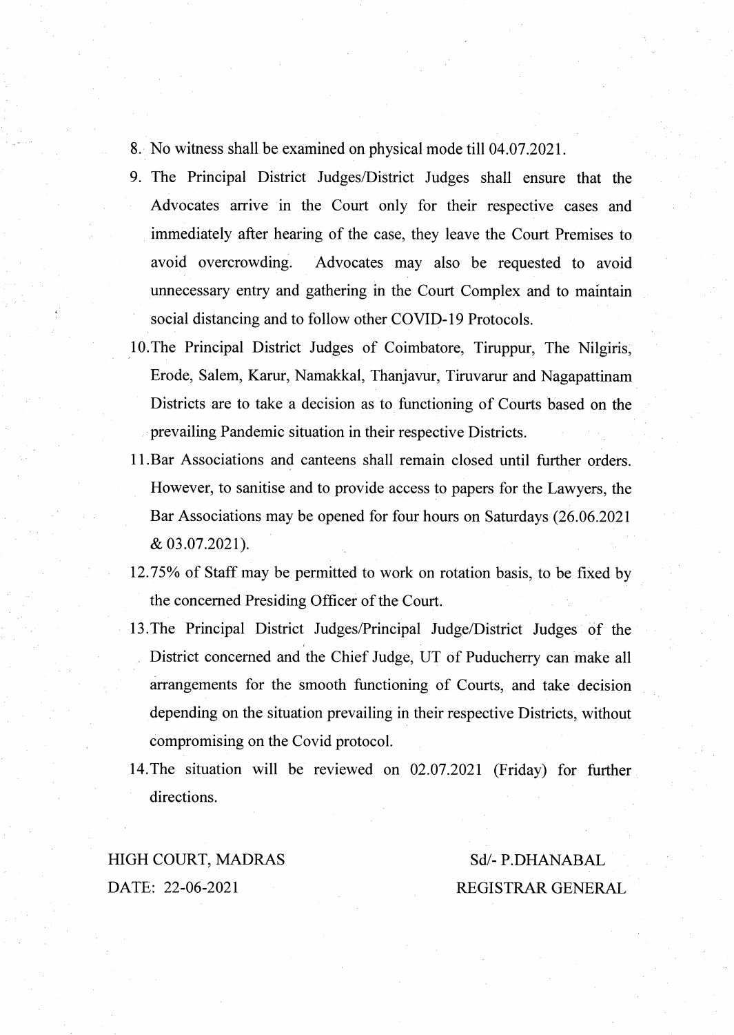8. No witness shall be examined on physical mode till 04.07.2021.
9. The Principal District Judges/District Judges shall ensure that the Advocates arrive in the Court only for their respective cases and immediately after hearing of the case, they leave the Court Premises to avoid overcrowding. Advocates may also be requested to avoid unnecessary entry and gathering in the Court Complex and to maintain social distancing and to follow other COVID-19 Protocols.
10. The Principal District Judges of Coimbatore, Tiruppur, The Nilgiris, Erode, Salem, Karur, Namakkal, Thanjavur, Tiruvarur and Nagapattinam Districts are to take a decision as to functioning of Courts based on the prevailing Pandemic situation in their respective Districts.
11. Bar Associations and canteens shall remain closed until further orders. However, to sanitise and to provide access to papers for the Lawyers, the Bar Associations may be opened for four hours on Saturdays (26.06.2021 & 03.07.2021).
12. 75% of Staff may be permitted to work on rotation basis, to be fixed by the concerned Presiding Officer of the Court.
13. The Principal District Judges/Principal Judge/District Judges of the District concerned and the Chief Judge, UT of Puducherry can make all arrangements for the smooth functioning of Courts, and take decision depending on the situation prevailing in their respective Districts, without compromising on the Covid protocol.
14. The situation will be reviewed on 02.07.2021 (Friday) for further directions.

HIGH COURT, MADRAS
DATE: 22-06-2021

Sd/- P.DHANABAL
REGISTRAR GENERAL